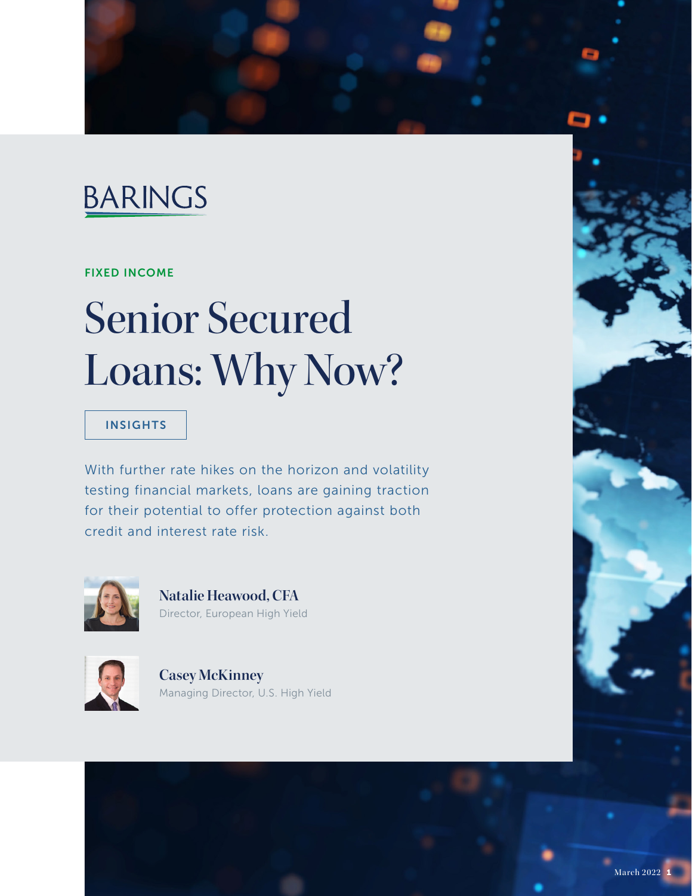BARINGS

FIXED INCOME

# Senior Secured Loans: Why Now?

INSIGHTS

With further rate hikes on the horizon and volatility testing financial markets, loans are gaining traction for their potential to offer protection against both credit and interest rate risk.

**Natalie Heawood, CFA**
Director, European High Yield

**Casey McKinney**
Managing Director, U.S. High Yield

March 2022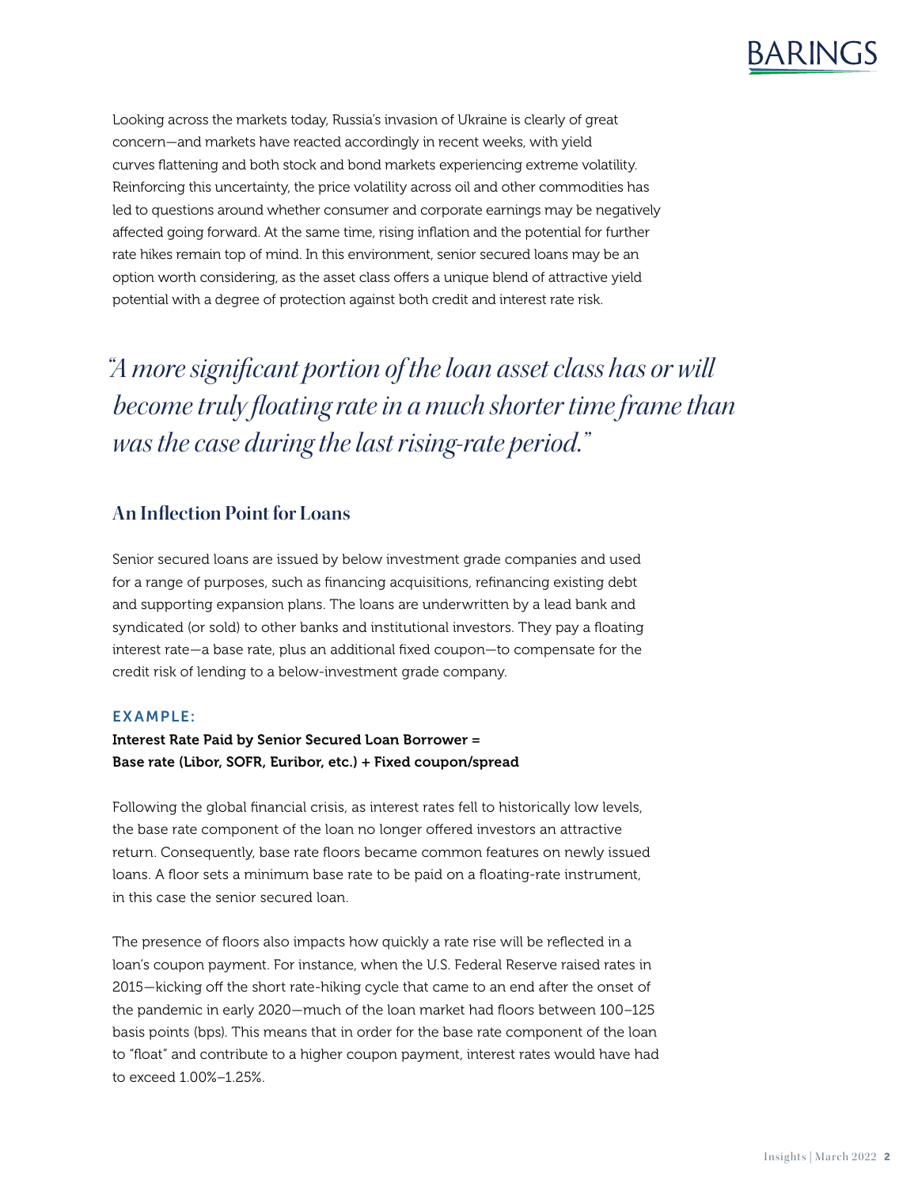Looking across the markets today, Russia's invasion of Ukraine is clearly of great concern—and markets have reacted accordingly in recent weeks, with yield curves flattening and both stock and bond markets experiencing extreme volatility. Reinforcing this uncertainty, the price volatility across oil and other commodities has led to questions around whether consumer and corporate earnings may be negatively affected going forward. At the same time, rising inflation and the potential for further rate hikes remain top of mind. In this environment, senior secured loans may be an option worth considering, as the asset class offers a unique blend of attractive yield potential with a degree of protection against both credit and interest rate risk.

> *"A more significant portion of the loan asset class has or will become truly floating rate in a much shorter time frame than was the case during the last rising-rate period."*

## An Inflection Point for Loans

Senior secured loans are issued by below investment grade companies and used for a range of purposes, such as financing acquisitions, refinancing existing debt and supporting expansion plans. The loans are underwritten by a lead bank and syndicated (or sold) to other banks and institutional investors. They pay a floating interest rate—a base rate, plus an additional fixed coupon—to compensate for the credit risk of lending to a below-investment grade company.

**EXAMPLE:**

**Interest Rate Paid by Senior Secured Loan Borrower =**
**Base rate (Libor, SOFR, Euribor, etc.) + Fixed coupon/spread**

Following the global financial crisis, as interest rates fell to historically low levels, the base rate component of the loan no longer offered investors an attractive return. Consequently, base rate floors became common features on newly issued loans. A floor sets a minimum base rate to be paid on a floating-rate instrument, in this case the senior secured loan.

The presence of floors also impacts how quickly a rate rise will be reflected in a loan's coupon payment. For instance, when the U.S. Federal Reserve raised rates in 2015—kicking off the short rate-hiking cycle that came to an end after the onset of the pandemic in early 2020—much of the loan market had floors between 100–125 basis points (bps). This means that in order for the base rate component of the loan to "float" and contribute to a higher coupon payment, interest rates would have had to exceed 1.00%–1.25%.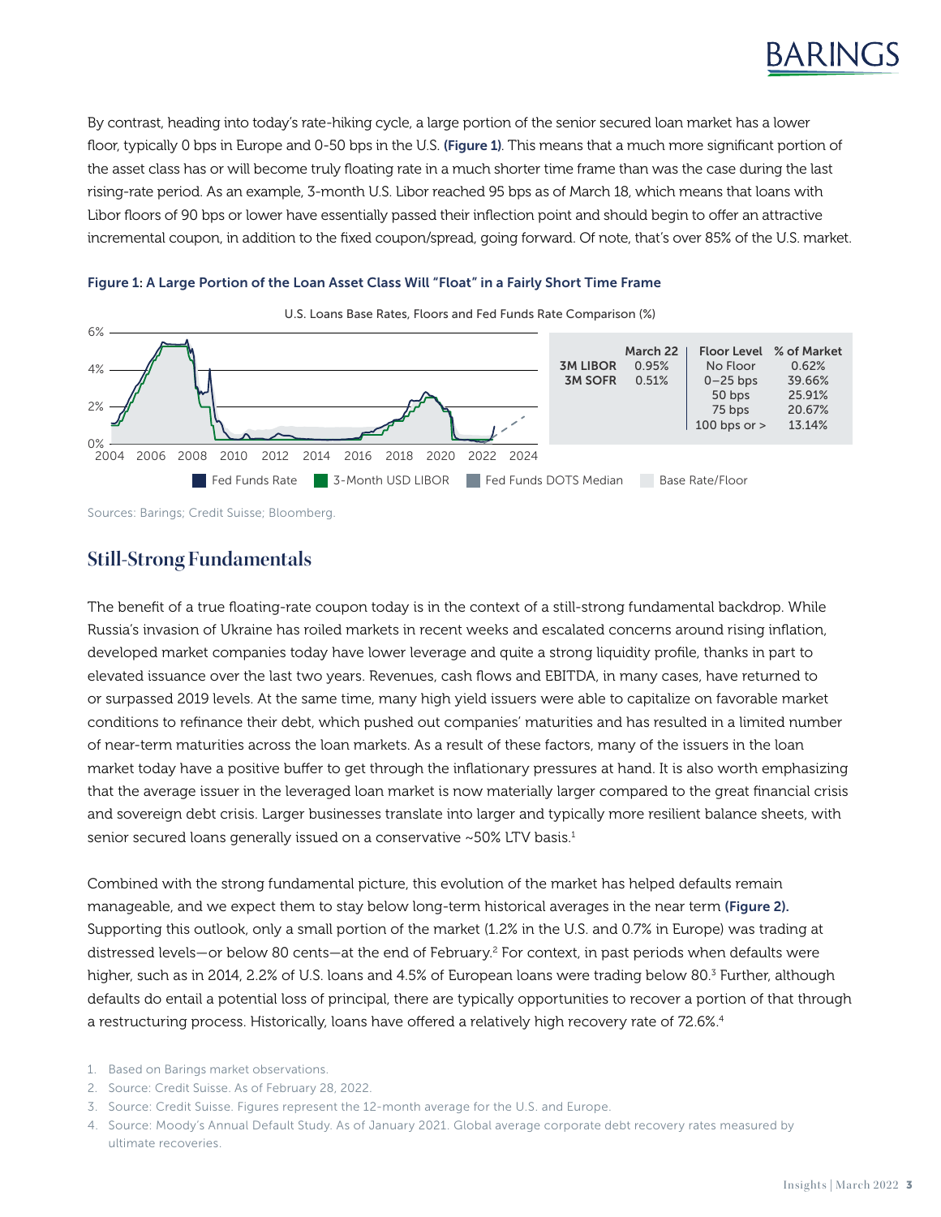By contrast, heading into today's rate-hiking cycle, a large portion of the senior secured loan market has a lower floor, typically 0 bps in Europe and 0-50 bps in the U.S. **(Figure 1)**. This means that a much more significant portion of the asset class has or will become truly floating rate in a much shorter time frame than was the case during the last rising-rate period. As an example, 3-month U.S. Libor reached 95 bps as of March 18, which means that loans with Libor floors of 90 bps or lower have essentially passed their inflection point and should begin to offer an attractive incremental coupon, in addition to the fixed coupon/spread, going forward. Of note, that's over 85% of the U.S. market.

**Figure 1: A Large Portion of the Loan Asset Class Will "Float" in a Fairly Short Time Frame**

U.S. Loans Base Rates, Floors and Fed Funds Rate Comparison (%)

| | March 22 | Floor Level | % of Market |
|---|---|---|---|
| 3M LIBOR | 0.95% | No Floor | 0.62% |
| 3M SOFR | 0.51% | 0–25 bps | 39.66% |
| | | 50 bps | 25.91% |
| | | 75 bps | 20.67% |
| | | 100 bps or > | 13.14% |

Fed Funds Rate · 3-Month USD LIBOR · Fed Funds DOTS Median · Base Rate/Floor

Sources: Barings; Credit Suisse; Bloomberg.

## Still-Strong Fundamentals

The benefit of a true floating-rate coupon today is in the context of a still-strong fundamental backdrop. While Russia's invasion of Ukraine has roiled markets in recent weeks and escalated concerns around rising inflation, developed market companies today have lower leverage and quite a strong liquidity profile, thanks in part to elevated issuance over the last two years. Revenues, cash flows and EBITDA, in many cases, have returned to or surpassed 2019 levels. At the same time, many high yield issuers were able to capitalize on favorable market conditions to refinance their debt, which pushed out companies' maturities and has resulted in a limited number of near-term maturities across the loan markets. As a result of these factors, many of the issuers in the loan market today have a positive buffer to get through the inflationary pressures at hand. It is also worth emphasizing that the average issuer in the leveraged loan market is now materially larger compared to the great financial crisis and sovereign debt crisis. Larger businesses translate into larger and typically more resilient balance sheets, with senior secured loans generally issued on a conservative ~50% LTV basis.[1]

Combined with the strong fundamental picture, this evolution of the market has helped defaults remain manageable, and we expect them to stay below long-term historical averages in the near term **(Figure 2).** Supporting this outlook, only a small portion of the market (1.2% in the U.S. and 0.7% in Europe) was trading at distressed levels—or below 80 cents—at the end of February.[2] For context, in past periods when defaults were higher, such as in 2014, 2.2% of U.S. loans and 4.5% of European loans were trading below 80.[3] Further, although defaults do entail a potential loss of principal, there are typically opportunities to recover a portion of that through a restructuring process. Historically, loans have offered a relatively high recovery rate of 72.6%.[4]

1. Based on Barings market observations.
2. Source: Credit Suisse. As of February 28, 2022.
3. Source: Credit Suisse. Figures represent the 12-month average for the U.S. and Europe.
4. Source: Moody's Annual Default Study. As of January 2021. Global average corporate debt recovery rates measured by ultimate recoveries.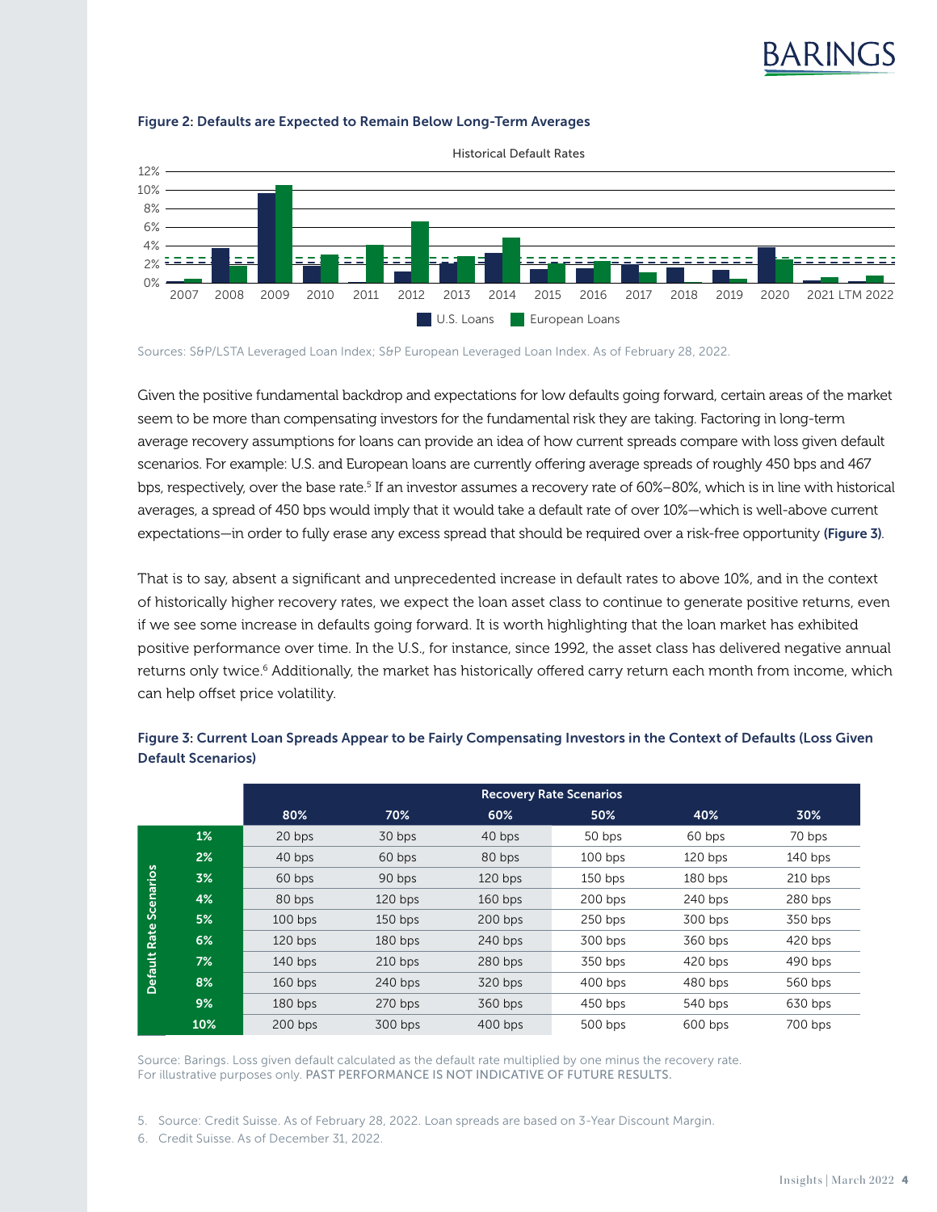### Figure 2: Defaults are Expected to Remain Below Long-Term Averages

Historical Default Rates

Sources: S&P/LSTA Leveraged Loan Index; S&P European Leveraged Loan Index. As of February 28, 2022.

Given the positive fundamental backdrop and expectations for low defaults going forward, certain areas of the market seem to be more than compensating investors for the fundamental risk they are taking. Factoring in long-term average recovery assumptions for loans can provide an idea of how current spreads compare with loss given default scenarios. For example: U.S. and European loans are currently offering average spreads of roughly 450 bps and 467 bps, respectively, over the base rate.[5] If an investor assumes a recovery rate of 60%–80%, which is in line with historical averages, a spread of 450 bps would imply that it would take a default rate of over 10%—which is well-above current expectations—in order to fully erase any excess spread that should be required over a risk-free opportunity **(Figure 3)**.

That is to say, absent a significant and unprecedented increase in default rates to above 10%, and in the context of historically higher recovery rates, we expect the loan asset class to continue to generate positive returns, even if we see some increase in defaults going forward. It is worth highlighting that the loan market has exhibited positive performance over time. In the U.S., for instance, since 1992, the asset class has delivered negative annual returns only twice.[6] Additionally, the market has historically offered carry return each month from income, which can help offset price volatility.

### Figure 3: Current Loan Spreads Appear to be Fairly Compensating Investors in the Context of Defaults (Loss Given Default Scenarios)

| Default Rate Scenarios | Recovery Rate Scenarios: 80% | 70% | 60% | 50% | 40% | 30% |
|---|---|---|---|---|---|---|
| 1% | 20 bps | 30 bps | 40 bps | 50 bps | 60 bps | 70 bps |
| 2% | 40 bps | 60 bps | 80 bps | 100 bps | 120 bps | 140 bps |
| 3% | 60 bps | 90 bps | 120 bps | 150 bps | 180 bps | 210 bps |
| 4% | 80 bps | 120 bps | 160 bps | 200 bps | 240 bps | 280 bps |
| 5% | 100 bps | 150 bps | 200 bps | 250 bps | 300 bps | 350 bps |
| 6% | 120 bps | 180 bps | 240 bps | 300 bps | 360 bps | 420 bps |
| 7% | 140 bps | 210 bps | 280 bps | 350 bps | 420 bps | 490 bps |
| 8% | 160 bps | 240 bps | 320 bps | 400 bps | 480 bps | 560 bps |
| 9% | 180 bps | 270 bps | 360 bps | 450 bps | 540 bps | 630 bps |
| 10% | 200 bps | 300 bps | 400 bps | 500 bps | 600 bps | 700 bps |

Source: Barings. Loss given default calculated as the default rate multiplied by one minus the recovery rate.
For illustrative purposes only. PAST PERFORMANCE IS NOT INDICATIVE OF FUTURE RESULTS.

5. Source: Credit Suisse. As of February 28, 2022. Loan spreads are based on 3-Year Discount Margin.
6. Credit Suisse. As of December 31, 2022.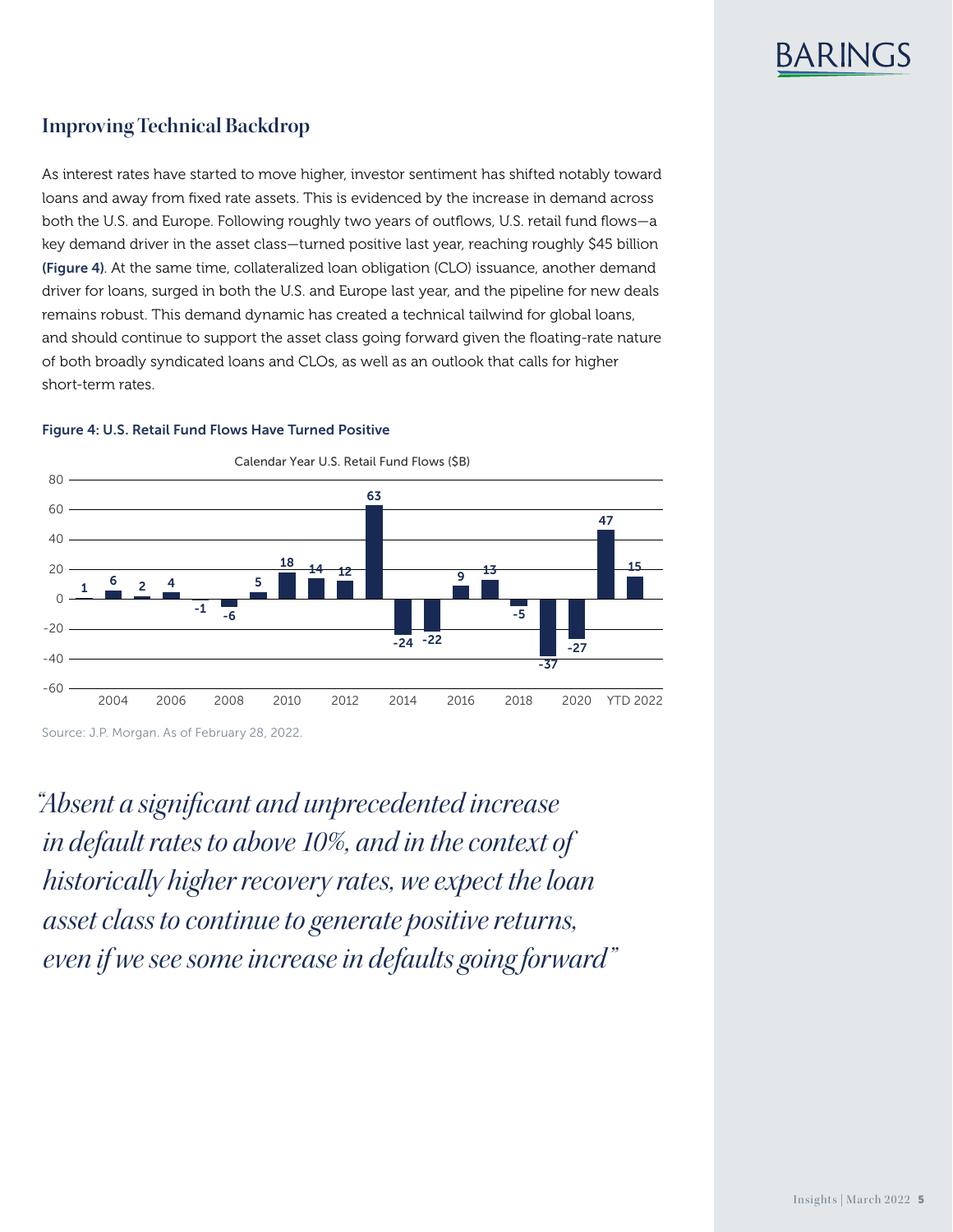## Improving Technical Backdrop

As interest rates have started to move higher, investor sentiment has shifted notably toward loans and away from fixed rate assets. This is evidenced by the increase in demand across both the U.S. and Europe. Following roughly two years of outflows, U.S. retail fund flows—a key demand driver in the asset class—turned positive last year, reaching roughly $45 billion **(Figure 4)**. At the same time, collateralized loan obligation (CLO) issuance, another demand driver for loans, surged in both the U.S. and Europe last year, and the pipeline for new deals remains robust. This demand dynamic has created a technical tailwind for global loans, and should continue to support the asset class going forward given the floating-rate nature of both broadly syndicated loans and CLOs, as well as an outlook that calls for higher short-term rates.

**Figure 4: U.S. Retail Fund Flows Have Turned Positive**

Calendar Year U.S. Retail Fund Flows ($B)

| Year | Flows ($B) |
|---|---|
| 2003 | 1 |
| 2004 | 6 |
| 2005 | 2 |
| 2006 | 4 |
| 2007 | -1 |
| 2008 | -6 |
| 2009 | 5 |
| 2010 | 18 |
| 2011 | 14 |
| 2012 | 12 |
| 2013 | 63 |
| 2014 | -24 |
| 2015 | -22 |
| 2016 | 9 |
| 2017 | 13 |
| 2018 | -5 |
| 2019 | -37 |
| 2020 | -27 |
| 2021 | 47 |
| YTD 2022 | 15 |

Source: J.P. Morgan. As of February 28, 2022.

*"Absent a significant and unprecedented increase in default rates to above 10%, and in the context of historically higher recovery rates, we expect the loan asset class to continue to generate positive returns, even if we see some increase in defaults going forward"*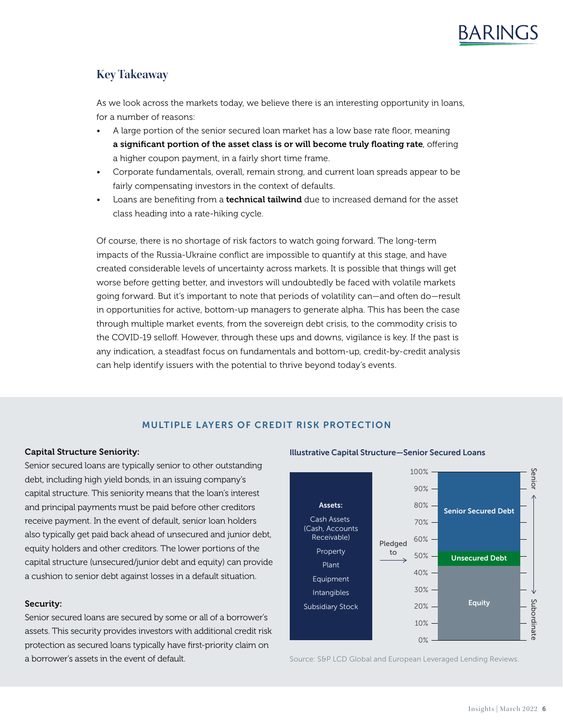## Key Takeaway

As we look across the markets today, we believe there is an interesting opportunity in loans, for a number of reasons:

- A large portion of the senior secured loan market has a low base rate floor, meaning **a significant portion of the asset class is or will become truly floating rate**, offering a higher coupon payment, in a fairly short time frame.
- Corporate fundamentals, overall, remain strong, and current loan spreads appear to be fairly compensating investors in the context of defaults.
- Loans are benefiting from a **technical tailwind** due to increased demand for the asset class heading into a rate-hiking cycle.

Of course, there is no shortage of risk factors to watch going forward. The long-term impacts of the Russia-Ukraine conflict are impossible to quantify at this stage, and have created considerable levels of uncertainty across markets. It is possible that things will get worse before getting better, and investors will undoubtedly be faced with volatile markets going forward. But it's important to note that periods of volatility can—and often do—result in opportunities for active, bottom-up managers to generate alpha. This has been the case through multiple market events, from the sovereign debt crisis, to the commodity crisis to the COVID-19 selloff. However, through these ups and downs, vigilance is key. If the past is any indication, a steadfast focus on fundamentals and bottom-up, credit-by-credit analysis can help identify issuers with the potential to thrive beyond today's events.

### MULTIPLE LAYERS OF CREDIT RISK PROTECTION

**Capital Structure Seniority:**

Senior secured loans are typically senior to other outstanding debt, including high yield bonds, in an issuing company's capital structure. This seniority means that the loan's interest and principal payments must be paid before other creditors receive payment. In the event of default, senior loan holders also typically get paid back ahead of unsecured and junior debt, equity holders and other creditors. The lower portions of the capital structure (unsecured/junior debt and equity) can provide a cushion to senior debt against losses in a default situation.

**Security:**

Senior secured loans are secured by some or all of a borrower's assets. This security provides investors with additional credit risk protection as secured loans typically have first-priority claim on a borrower's assets in the event of default.

**Illustrative Capital Structure—Senior Secured Loans**

**Assets:** Cash Assets (Cash, Accounts Receivable), Property, Plant, Equipment, Intangibles, Subsidiary Stock — Pledged to →

| Layer | Range | Position |
| --- | --- | --- |
| Senior Secured Debt | ~53%–100% | Senior |
| Unsecured Debt | ~44%–53% | |
| Equity | 0%–~44% | Subordinate |

Source: S&P LCD Global and European Leveraged Lending Reviews.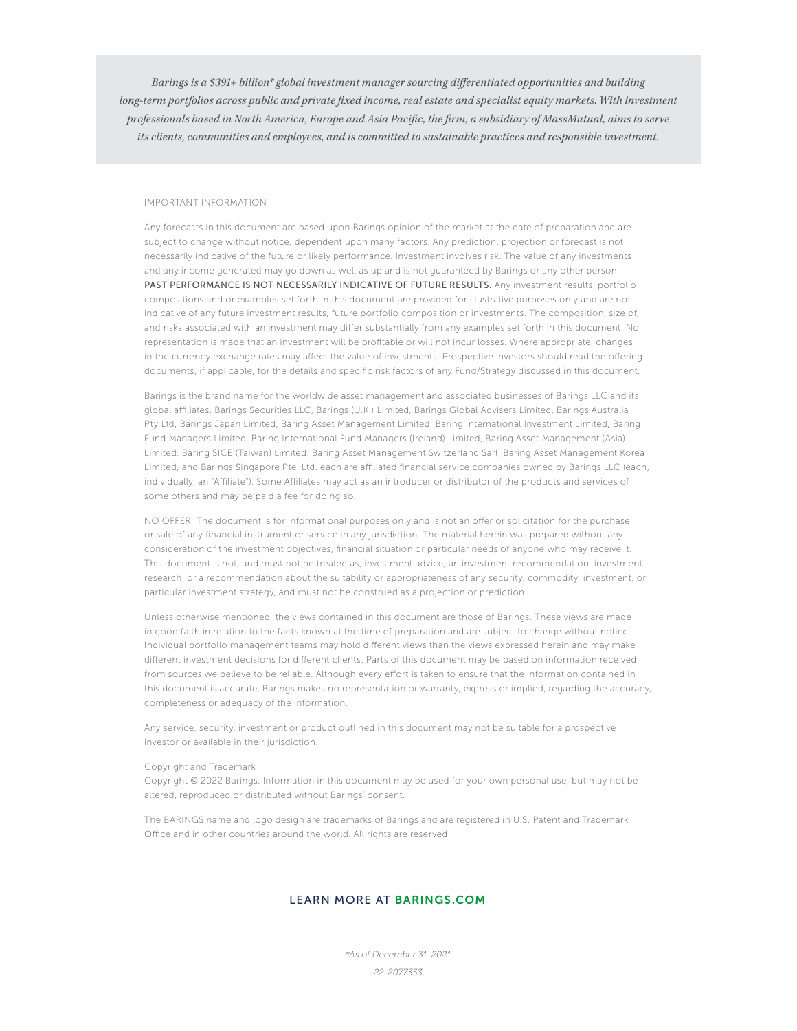*Barings is a $391+ billion* global investment manager sourcing differentiated opportunities and building long-term portfolios across public and private fixed income, real estate and specialist equity markets. With investment professionals based in North America, Europe and Asia Pacific, the firm, a subsidiary of MassMutual, aims to serve its clients, communities and employees, and is committed to sustainable practices and responsible investment.*

IMPORTANT INFORMATION

Any forecasts in this document are based upon Barings opinion of the market at the date of preparation and are subject to change without notice, dependent upon many factors. Any prediction, projection or forecast is not necessarily indicative of the future or likely performance. Investment involves risk. The value of any investments and any income generated may go down as well as up and is not guaranteed by Barings or any other person. PAST PERFORMANCE IS NOT NECESSARILY INDICATIVE OF FUTURE RESULTS. Any investment results, portfolio compositions and or examples set forth in this document are provided for illustrative purposes only and are not indicative of any future investment results, future portfolio composition or investments. The composition, size of, and risks associated with an investment may differ substantially from any examples set forth in this document. No representation is made that an investment will be profitable or will not incur losses. Where appropriate, changes in the currency exchange rates may affect the value of investments. Prospective investors should read the offering documents, if applicable, for the details and specific risk factors of any Fund/Strategy discussed in this document.

Barings is the brand name for the worldwide asset management and associated businesses of Barings LLC and its global affiliates. Barings Securities LLC, Barings (U.K.) Limited, Barings Global Advisers Limited, Barings Australia Pty Ltd, Barings Japan Limited, Baring Asset Management Limited, Baring International Investment Limited, Baring Fund Managers Limited, Baring International Fund Managers (Ireland) Limited, Baring Asset Management (Asia) Limited, Baring SICE (Taiwan) Limited, Baring Asset Management Switzerland Sarl, Baring Asset Management Korea Limited, and Barings Singapore Pte. Ltd. each are affiliated financial service companies owned by Barings LLC (each, individually, an "Affiliate"). Some Affiliates may act as an introducer or distributor of the products and services of some others and may be paid a fee for doing so.

NO OFFER: The document is for informational purposes only and is not an offer or solicitation for the purchase or sale of any financial instrument or service in any jurisdiction. The material herein was prepared without any consideration of the investment objectives, financial situation or particular needs of anyone who may receive it. This document is not, and must not be treated as, investment advice, an investment recommendation, investment research, or a recommendation about the suitability or appropriateness of any security, commodity, investment, or particular investment strategy, and must not be construed as a projection or prediction.

Unless otherwise mentioned, the views contained in this document are those of Barings. These views are made in good faith in relation to the facts known at the time of preparation and are subject to change without notice. Individual portfolio management teams may hold different views than the views expressed herein and may make different investment decisions for different clients. Parts of this document may be based on information received from sources we believe to be reliable. Although every effort is taken to ensure that the information contained in this document is accurate, Barings makes no representation or warranty, express or implied, regarding the accuracy, completeness or adequacy of the information.

Any service, security, investment or product outlined in this document may not be suitable for a prospective investor or available in their jurisdiction.

Copyright and Trademark
Copyright © 2022 Barings. Information in this document may be used for your own personal use, but may not be altered, reproduced or distributed without Barings' consent.

The BARINGS name and logo design are trademarks of Barings and are registered in U.S. Patent and Trademark Office and in other countries around the world. All rights are reserved.

LEARN MORE AT BARINGS.COM

*As of December 31, 2021

22-2077353